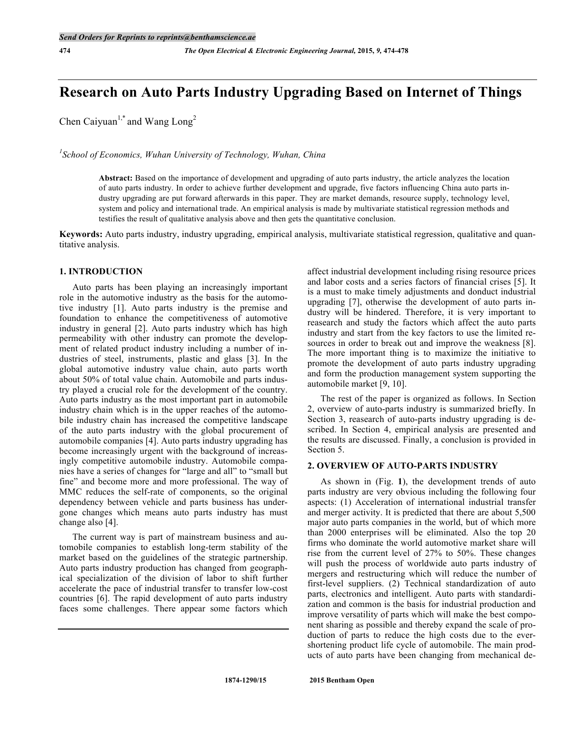# Research on Auto Parts Industry Upgrading Based on Internet of Things

Chen Caiyuan[1,*] and Wang Long[2]

[1]School of Economics, Wuhan University of Technology, Wuhan, China

**Abstract:** Based on the importance of development and upgrading of auto parts industry, the article analyzes the location of auto parts industry. In order to achieve further development and upgrade, five factors influencing China auto parts industry upgrading are put forward afterwards in this paper. They are market demands, resource supply, technology level, system and policy and international trade. An empirical analysis is made by multivariate statistical regression methods and testifies the result of qualitative analysis above and then gets the quantitative conclusion.

**Keywords:** Auto parts industry, industry upgrading, empirical analysis, multivariate statistical regression, qualitative and quantitative analysis.

## 1. INTRODUCTION

Auto parts has been playing an increasingly important role in the automotive industry as the basis for the automotive industry [1]. Auto parts industry is the premise and foundation to enhance the competitiveness of automotive industry in general [2]. Auto parts industry which has high permeability with other industry can promote the development of related product industry including a number of industries of steel, instruments, plastic and glass [3]. In the global automotive industry value chain, auto parts worth about 50% of total value chain. Automobile and parts industry played a crucial role for the development of the country. Auto parts industry as the most important part in automobile industry chain which is in the upper reaches of the automobile industry chain has increased the competitive landscape of the auto parts industry with the global procurement of automobile companies [4]. Auto parts industry upgrading has become increasingly urgent with the background of increasingly competitive automobile industry. Automobile companies have a series of changes for "large and all" to "small but fine" and become more and more professional. The way of MMC reduces the self-rate of components, so the original dependency between vehicle and parts business has undergone changes which means auto parts industry has must change also [4].

The current way is part of mainstream business and automobile companies to establish long-term stability of the market based on the guidelines of the strategic partnership. Auto parts industry production has changed from geographical specialization of the division of labor to shift further accelerate the pace of industrial transfer to transfer low-cost countries [6]. The rapid development of auto parts industry faces some challenges. There appear some factors which affect industrial development including rising resource prices and labor costs and a series factors of financial crises [5]. It is a must to make timely adjustments and donduct industrial upgrading [7], otherwise the development of auto parts industry will be hindered. Therefore, it is very important to reasearch and study the factors which affect the auto parts industry and start from the key factors to use the limited resources in order to break out and improve the weakness [8]. The more important thing is to maximize the initiative to promote the development of auto parts industry upgrading and form the production management system supporting the automobile market [9, 10].

The rest of the paper is organized as follows. In Section 2, overview of auto-parts industry is summarized briefly. In Section 3, reasearch of auto-parts industry upgrading is described. In Section 4, empirical analysis are presented and the results are discussed. Finally, a conclusion is provided in Section 5.

## 2. OVERVIEW OF AUTO-PARTS INDUSTRY

As shown in (Fig. **1**), the development trends of auto parts industry are very obvious including the following four aspects: (1) Acceleration of international industrial transfer and merger activity. It is predicted that there are about 5,500 major auto parts companies in the world, but of which more than 2000 enterprises will be eliminated. Also the top 20 firms who dominate the world automotive market share will rise from the current level of 27% to 50%. These changes will push the process of worldwide auto parts industry of mergers and restructuring which will reduce the number of first-level suppliers. (2) Technical standardization of auto parts, electronics and intelligent. Auto parts with standardization and common is the basis for industrial production and improve versatility of parts which will make the best component sharing as possible and thereby expand the scale of production of parts to reduce the high costs due to the ever-shortening product life cycle of automobile. The main products of auto parts have been changing from mechanical de-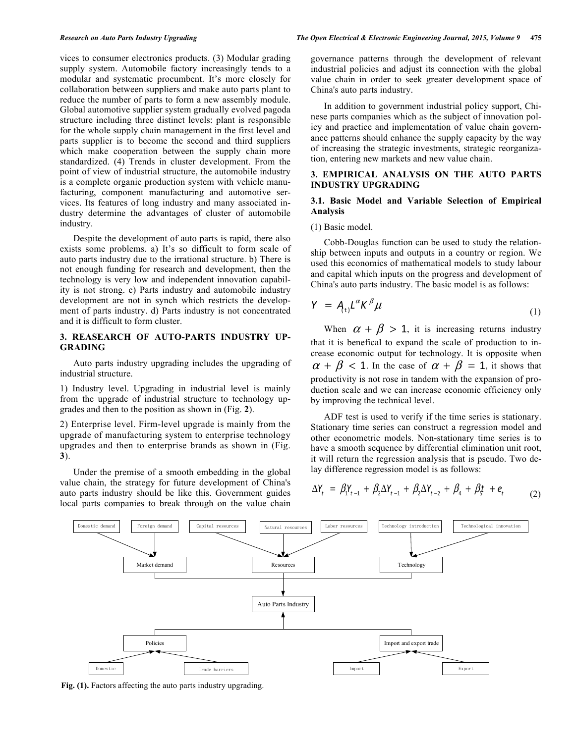vices to consumer electronics products. (3) Modular grading supply system. Automobile factory increasingly tends to a modular and systematic procumbent. It's more closely for collaboration between suppliers and make auto parts plant to reduce the number of parts to form a new assembly module. Global automotive supplier system gradually evolved pagoda structure including three distinct levels: plant is responsible for the whole supply chain management in the first level and parts supplier is to become the second and third suppliers which make cooperation between the supply chain more standardized. (4) Trends in cluster development. From the point of view of industrial structure, the automobile industry is a complete organic production system with vehicle manufacturing, component manufacturing and automotive services. Its features of long industry and many associated industry determine the advantages of cluster of automobile industry.

Despite the development of auto parts is rapid, there also exists some problems. a) It's so difficult to form scale of auto parts industry due to the irrational structure. b) There is not enough funding for research and development, then the technology is very low and independent innovation capability is not strong. c) Parts industry and automobile industry development are not in synch which restricts the development of parts industry. d) Parts industry is not concentrated and it is difficult to form cluster.

## 3. REASEARCH OF AUTO-PARTS INDUSTRY UPGRADING

Auto parts industry upgrading includes the upgrading of industrial structure.

1) Industry level. Upgrading in industrial level is mainly from the upgrade of industrial structure to technology upgrades and then to the position as shown in (Fig. **2**).

2) Enterprise level. Firm-level upgrade is mainly from the upgrade of manufacturing system to enterprise technology upgrades and then to enterprise brands as shown in (Fig. **3**).

Under the premise of a smooth embedding in the global value chain, the strategy for future development of China's auto parts industry should be like this. Government guides local parts companies to break through on the value chain governance patterns through the development of relevant industrial policies and adjust its connection with the global value chain in order to seek greater development space of China's auto parts industry.

In addition to government industrial policy support, Chinese parts companies which as the subject of innovation policy and practice and implementation of value chain governance patterns should enhance the supply capacity by the way of increasing the strategic investments, strategic reorganization, entering new markets and new value chain.

## 3. EMPIRICAL ANALYSIS ON THE AUTO PARTS INDUSTRY UPGRADING

### 3.1. Basic Model and Variable Selection of Empirical Analysis

(1) Basic model.

Cobb-Douglas function can be used to study the relationship between inputs and outputs in a country or region. We used this economics of mathematical models to study labour and capital which inputs on the progress and development of China's auto parts industry. The basic model is as follows:

$$Y = A_{(t)} L^{\alpha} K^{\beta} \mu \tag{1}$$

When $\alpha + \beta > 1$, it is increasing returns industry that it is benefical to expand the scale of production to increase economic output for technology. It is opposite when $\alpha + \beta < 1$. In the case of $\alpha + \beta = 1$, it shows that productivity is not rose in tandem with the expansion of production scale and we can increase economic efficiency only by improving the technical level.

ADF test is used to verify if the time series is stationary. Stationary time series can construct a regression model and other econometric models. Non-stationary time series is to have a smooth sequence by differential elimination unit root, it will return the regression analysis that is pseudo. Two delay difference regression model is as follows:

$$\Delta Y_t = \beta_1 Y_{t-1} + \beta_2 \Delta Y_{t-1} + \beta_2 \Delta Y_{t-2} + \beta_4 + \beta_5 t + e_t \tag{2}$$

Domestic demand | Foreign demand | Capital resources | Natural resources | Labor resources | Technology introduction | Technological innovation

Market demand | Resources | Technology

Auto Parts Industry

Policies | Import and export trade

Domestic | Trade barriers | Import | Export

**Fig. (1).** Factors affecting the auto parts industry upgrading.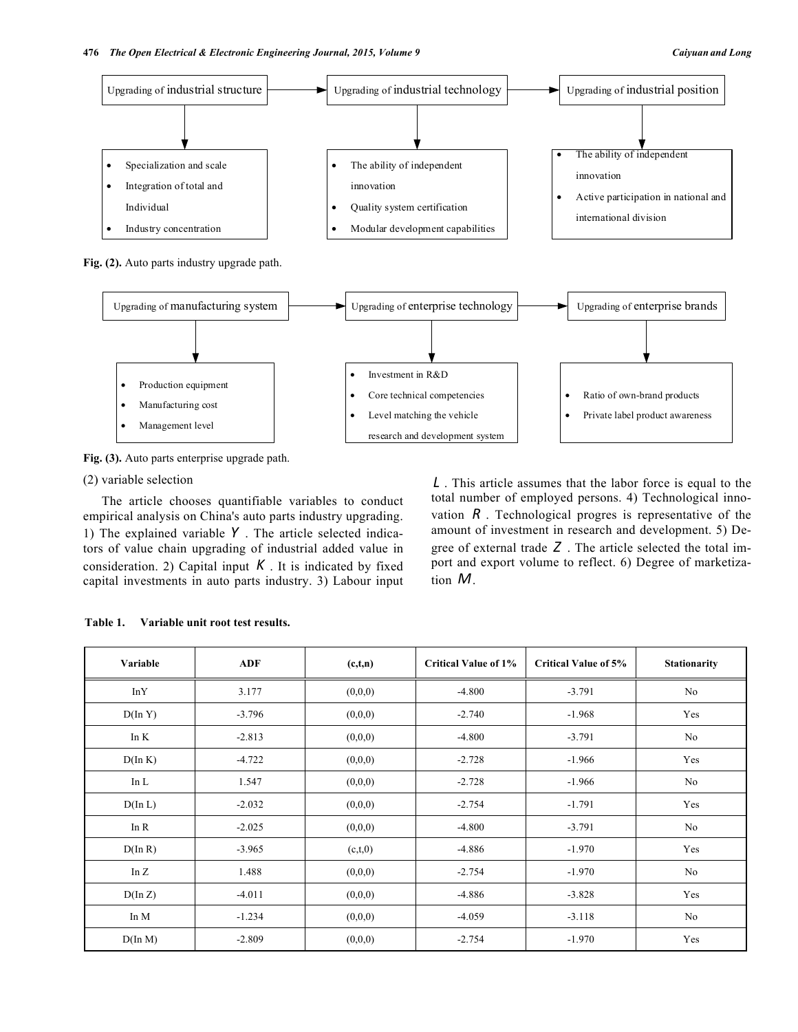Upgrading of industrial structure → Upgrading of industrial technology → Upgrading of industrial position

- Specialization and scale
- Integration of total and Individual
- Industry concentration

- The ability of independent innovation
- Quality system certification
- Modular development capabilities

- The ability of independent innovation
- Active participation in national and international division

Fig. (2). Auto parts industry upgrade path.

Upgrading of manufacturing system → Upgrading of enterprise technology → Upgrading of enterprise brands

- Production equipment
- Manufacturing cost
- Management level

- Investment in R&D
- Core technical competencies
- Level matching the vehicle research and development system

- Ratio of own-brand products
- Private label product awareness

Fig. (3). Auto parts enterprise upgrade path.

(2) variable selection

The article chooses quantifiable variables to conduct empirical analysis on China's auto parts industry upgrading. 1) The explained variable $Y$. The article selected indicators of value chain upgrading of industrial added value in consideration. 2) Capital input $K$. It is indicated by fixed capital investments in auto parts industry. 3) Labour input $L$. This article assumes that the labor force is equal to the total number of employed persons. 4) Technological innovation $R$. Technological progres is representative of the amount of investment in research and development. 5) Degree of external trade $Z$. The article selected the total import and export volume to reflect. 6) Degree of marketization $M$.

**Table 1. Variable unit root test results.**

| Variable | ADF | (c,t,n) | Critical Value of 1% | Critical Value of 5% | Stationarity |
|---|---|---|---|---|---|
| InY | 3.177 | (0,0,0) | -4.800 | -3.791 | No |
| D(In Y) | -3.796 | (0,0,0) | -2.740 | -1.968 | Yes |
| In K | -2.813 | (0,0,0) | -4.800 | -3.791 | No |
| D(In K) | -4.722 | (0,0,0) | -2.728 | -1.966 | Yes |
| In L | 1.547 | (0,0,0) | -2.728 | -1.966 | No |
| D(In L) | -2.032 | (0,0,0) | -2.754 | -1.791 | Yes |
| In R | -2.025 | (0,0,0) | -4.800 | -3.791 | No |
| D(In R) | -3.965 | (c,t,0) | -4.886 | -1.970 | Yes |
| In Z | 1.488 | (0,0,0) | -2.754 | -1.970 | No |
| D(In Z) | -4.011 | (0,0,0) | -4.886 | -3.828 | Yes |
| In M | -1.234 | (0,0,0) | -4.059 | -3.118 | No |
| D(In M) | -2.809 | (0,0,0) | -2.754 | -1.970 | Yes |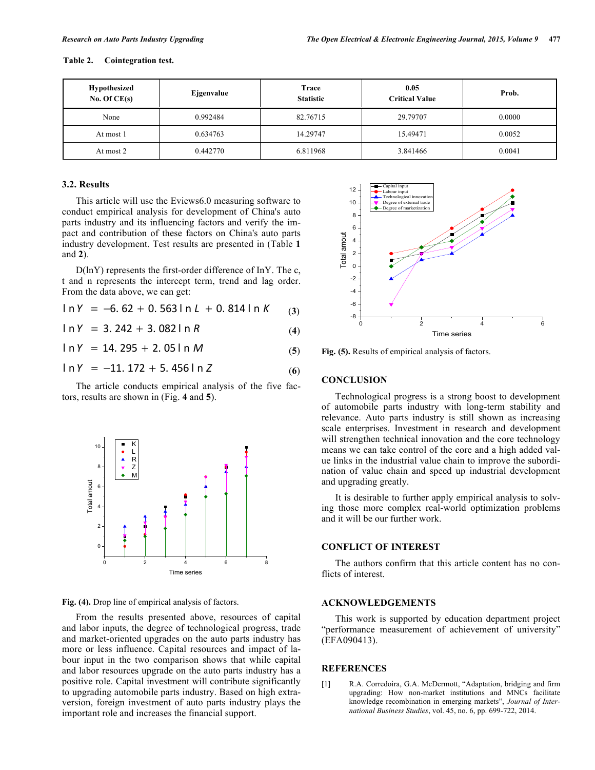**Table 2. Cointegration test.**

| Hypothesized No. Of CE(s) | Ejgenvalue | Trace Statistic | 0.05 Critical Value | Prob. |
|---|---|---|---|---|
| None | 0.992484 | 82.76715 | 29.79707 | 0.0000 |
| At most 1 | 0.634763 | 14.29747 | 15.49471 | 0.0052 |
| At most 2 | 0.442770 | 6.811968 | 3.841466 | 0.0041 |

### 3.2. Results

This article will use the Eviews6.0 measuring software to conduct empirical analysis for development of China's auto parts industry and its influencing factors and verify the impact and contribution of these factors on China's auto parts industry development. Test results are presented in (Table **1** and **2**).

D(lnY) represents the first-order difference of lnY. The c, t and n represents the intercept term, trend and lag order. From the data above, we can get:

$$\ln Y = -6.62 + 0.563 \ln L + 0.814 \ln K \quad (3)$$

$$\ln Y = 3.242 + 3.082 \ln R \quad (4)$$

$$\ln Y = 14.295 + 2.05 \ln M \quad (5)$$

$$\ln Y = -11.172 + 5.456 \ln Z \quad (6)$$

The article conducts empirical analysis of the five factors, results are shown in (Fig. **4** and **5**).

**Fig. (4).** Drop line of empirical analysis of factors.

From the results presented above, resources of capital and labor inputs, the degree of technological progress, trade and market-oriented upgrades on the auto parts industry has more or less influence. Capital resources and impact of labour input in the two comparison shows that while capital and labor resources upgrade on the auto parts industry has a positive role. Capital investment will contribute significantly to upgrading automobile parts industry. Based on high extraversion, foreign investment of auto parts industry plays the important role and increases the financial support.

**Fig. (5).** Results of empirical analysis of factors.

## CONCLUSION

Technological progress is a strong boost to development of automobile parts industry with long-term stability and relevance. Auto parts industry is still shown as increasing scale enterprises. Investment in research and development will strengthen technical innovation and the core technology means we can take control of the core and a high added value links in the industrial value chain to improve the subordination of value chain and speed up industrial development and upgrading greatly.

It is desirable to further apply empirical analysis to solving those more complex real-world optimization problems and it will be our further work.

## CONFLICT OF INTEREST

The authors confirm that this article content has no conflicts of interest.

## ACKNOWLEDGEMENTS

This work is supported by education department project "performance measurement of achievement of university" (EFA090413).

## REFERENCES

[1] R.A. Corredoira, G.A. McDermott, "Adaptation, bridging and firm upgrading: How non-market institutions and MNCs facilitate knowledge recombination in emerging markets", *Journal of International Business Studies*, vol. 45, no. 6, pp. 699-722, 2014.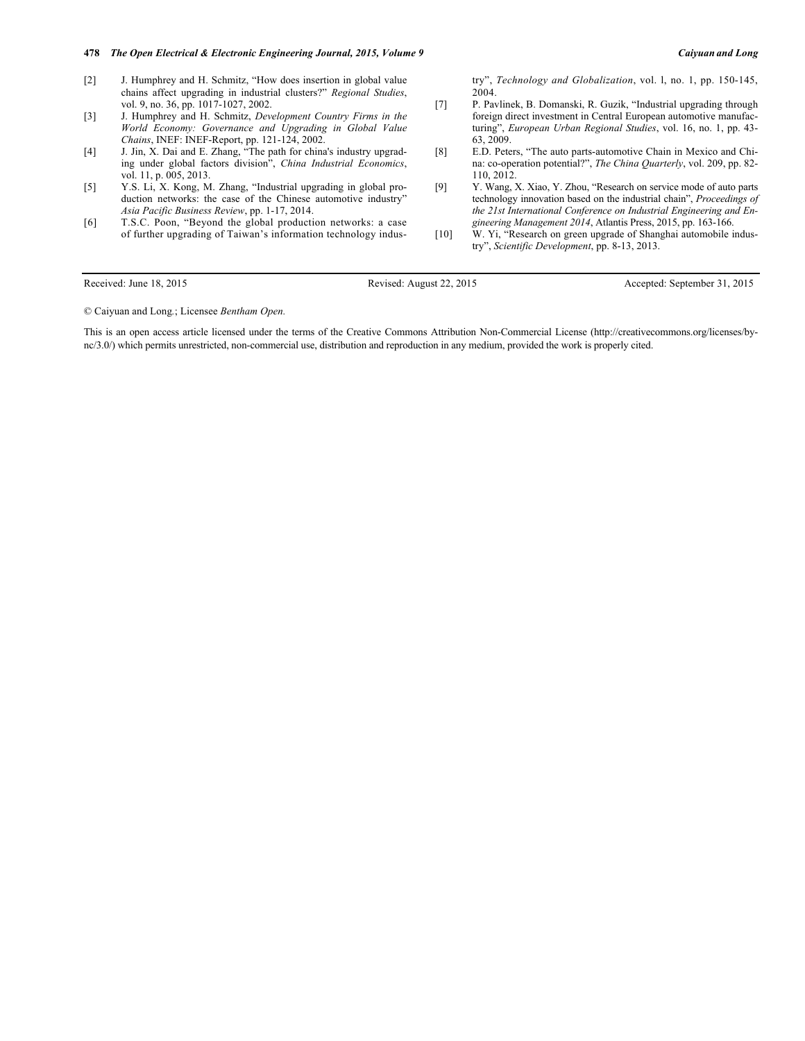[2] J. Humphrey and H. Schmitz, "How does insertion in global value chains affect upgrading in industrial clusters?" *Regional Studies*, vol. 9, no. 36, pp. 1017-1027, 2002.

[3] J. Humphrey and H. Schmitz, *Development Country Firms in the World Economy: Governance and Upgrading in Global Value Chains*, INEF: INEF-Report, pp. 121-124, 2002.

[4] J. Jin, X. Dai and E. Zhang, "The path for china's industry upgrading under global factors division", *China Industrial Economics*, vol. 11, p. 005, 2013.

[5] Y.S. Li, X. Kong, M. Zhang, "Industrial upgrading in global production networks: the case of the Chinese automotive industry" *Asia Pacific Business Review*, pp. 1-17, 2014.

[6] T.S.C. Poon, "Beyond the global production networks: a case of further upgrading of Taiwan's information technology industry", *Technology and Globalization*, vol. l, no. 1, pp. 150-145, 2004.

[7] P. Pavlinek, B. Domanski, R. Guzik, "Industrial upgrading through foreign direct investment in Central European automotive manufacturing", *European Urban Regional Studies*, vol. 16, no. 1, pp. 43-63, 2009.

[8] E.D. Peters, "The auto parts-automotive Chain in Mexico and China: co-operation potential?", *The China Quarterly*, vol. 209, pp. 82-110, 2012.

[9] Y. Wang, X. Xiao, Y. Zhou, "Research on service mode of auto parts technology innovation based on the industrial chain", *Proceedings of the 21st International Conference on Industrial Engineering and Engineering Management 2014*, Atlantis Press, 2015, pp. 163-166.

[10] W. Yi, "Research on green upgrade of Shanghai automobile industry", *Scientific Development*, pp. 8-13, 2013.

Received: June 18, 2015 Revised: August 22, 2015 Accepted: September 31, 2015

© Caiyuan and Long.; Licensee *Bentham Open*.

This is an open access article licensed under the terms of the Creative Commons Attribution Non-Commercial License (http://creativecommons.org/licenses/by-nc/3.0/) which permits unrestricted, non-commercial use, distribution and reproduction in any medium, provided the work is properly cited.